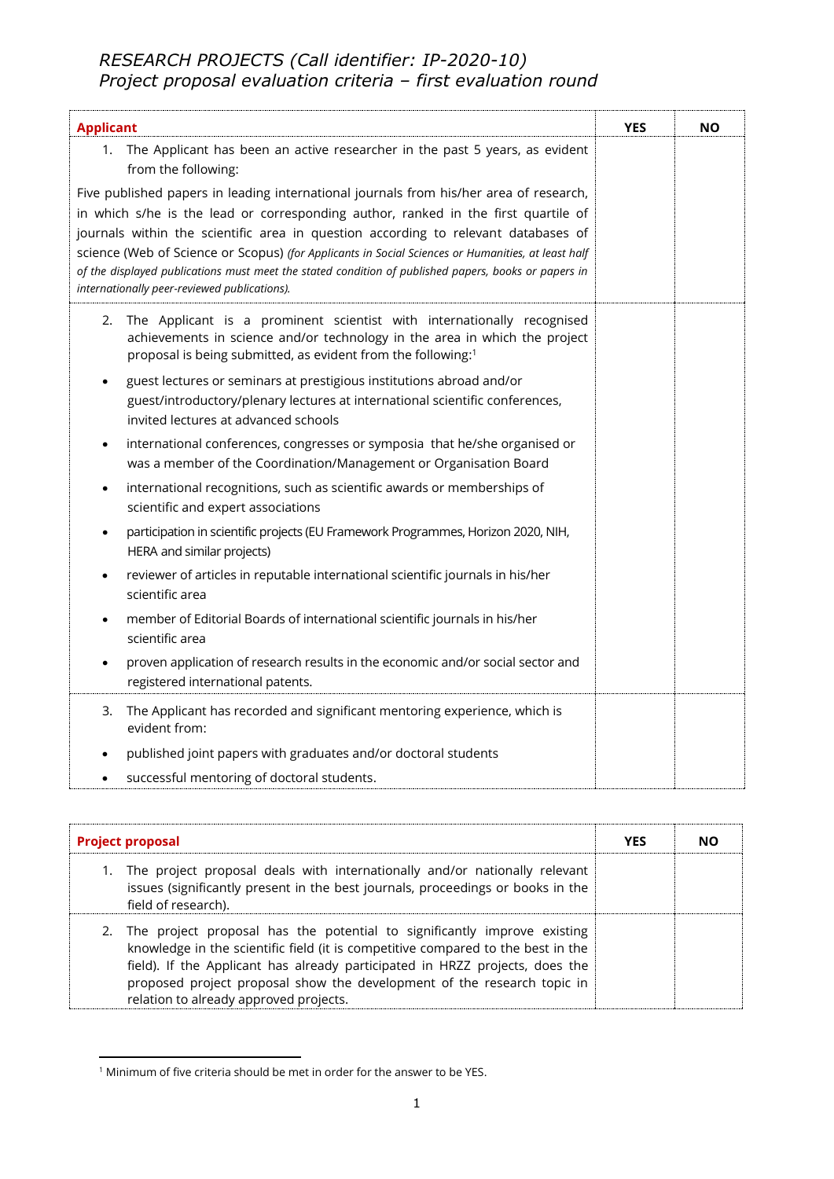*RESEARCH PROJECTS (Call identifier: IP-2020-10)*
*Project proposal evaluation criteria – first evaluation round*

| **Applicant** | **YES** | **NO** |
|---|---|---|
| 1. The Applicant has been an active researcher in the past 5 years, as evident from the following:<br><br>Five published papers in leading international journals from his/her area of research, in which s/he is the lead or corresponding author, ranked in the first quartile of journals within the scientific area in question according to relevant databases of science (Web of Science or Scopus) *(for Applicants in Social Sciences or Humanities, at least half of the displayed publications must meet the stated condition of published papers, books or papers in internationally peer-reviewed publications).* | | |
| 2. The Applicant is a prominent scientist with internationally recognised achievements in science and/or technology in the area in which the project proposal is being submitted, as evident from the following:[1]<br><br>• guest lectures or seminars at prestigious institutions abroad and/or guest/introductory/plenary lectures at international scientific conferences, invited lectures at advanced schools<br>• international conferences, congresses or symposia that he/she organised or was a member of the Coordination/Management or Organisation Board<br>• international recognitions, such as scientific awards or memberships of scientific and expert associations<br>• participation in scientific projects (EU Framework Programmes, Horizon 2020, NIH, HERA and similar projects)<br>• reviewer of articles in reputable international scientific journals in his/her scientific area<br>• member of Editorial Boards of international scientific journals in his/her scientific area<br>• proven application of research results in the economic and/or social sector and registered international patents. | | |
| 3. The Applicant has recorded and significant mentoring experience, which is evident from:<br><br>• published joint papers with graduates and/or doctoral students<br>• successful mentoring of doctoral students. | | |

| **Project proposal** | **YES** | **NO** |
|---|---|---|
| 1. The project proposal deals with internationally and/or nationally relevant issues (significantly present in the best journals, proceedings or books in the field of research). | | |
| 2. The project proposal has the potential to significantly improve existing knowledge in the scientific field (it is competitive compared to the best in the field). If the Applicant has already participated in HRZZ projects, does the proposed project proposal show the development of the research topic in relation to already approved projects. | | |

[1] Minimum of five criteria should be met in order for the answer to be YES.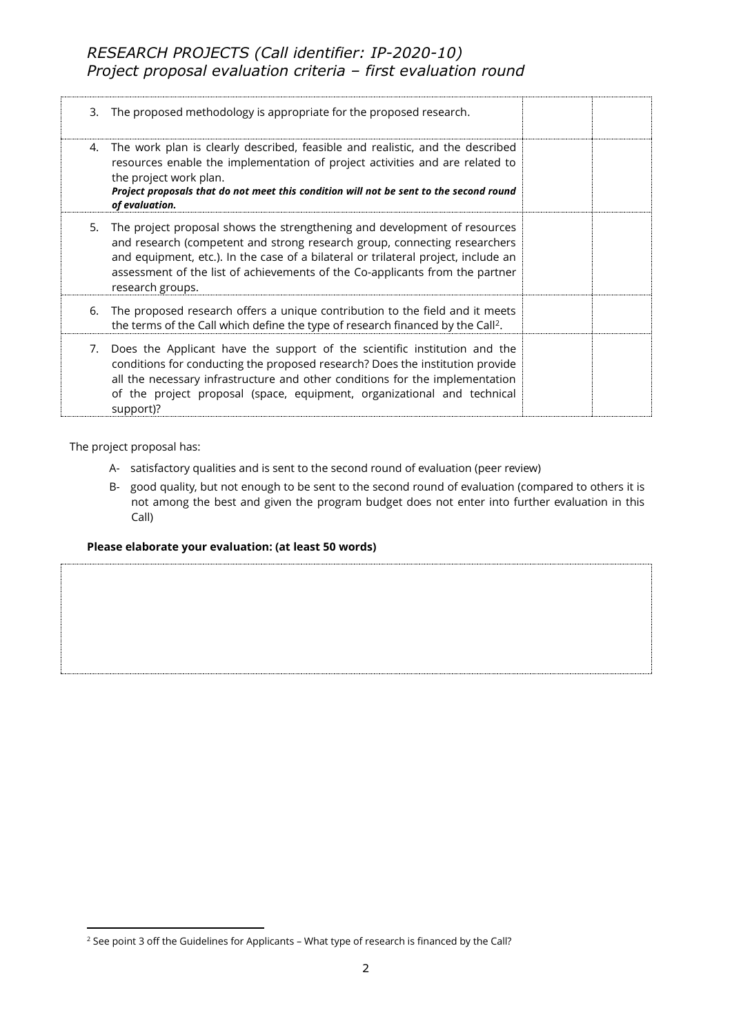| | | |
|---|---|---|
| 3. The proposed methodology is appropriate for the proposed research. | | |
| 4. The work plan is clearly described, feasible and realistic, and the described resources enable the implementation of project activities and are related to the project work plan. ***Project proposals that do not meet this condition will not be sent to the second round of evaluation.*** | | |
| 5. The project proposal shows the strengthening and development of resources and research (competent and strong research group, connecting researchers and equipment, etc.). In the case of a bilateral or trilateral project, include an assessment of the list of achievements of the Co-applicants from the partner research groups. | | |
| 6. The proposed research offers a unique contribution to the field and it meets the terms of the Call which define the type of research financed by the Call[2]. | | |
| 7. Does the Applicant have the support of the scientific institution and the conditions for conducting the proposed research? Does the institution provide all the necessary infrastructure and other conditions for the implementation of the project proposal (space, equipment, organizational and technical support)? | | |

The project proposal has:

- A- satisfactory qualities and is sent to the second round of evaluation (peer review)
- B- good quality, but not enough to be sent to the second round of evaluation (compared to others it is not among the best and given the program budget does not enter into further evaluation in this Call)

**Please elaborate your evaluation: (at least 50 words)**

| |
|---|
| |

[2] See point 3 off the Guidelines for Applicants – What type of research is financed by the Call?